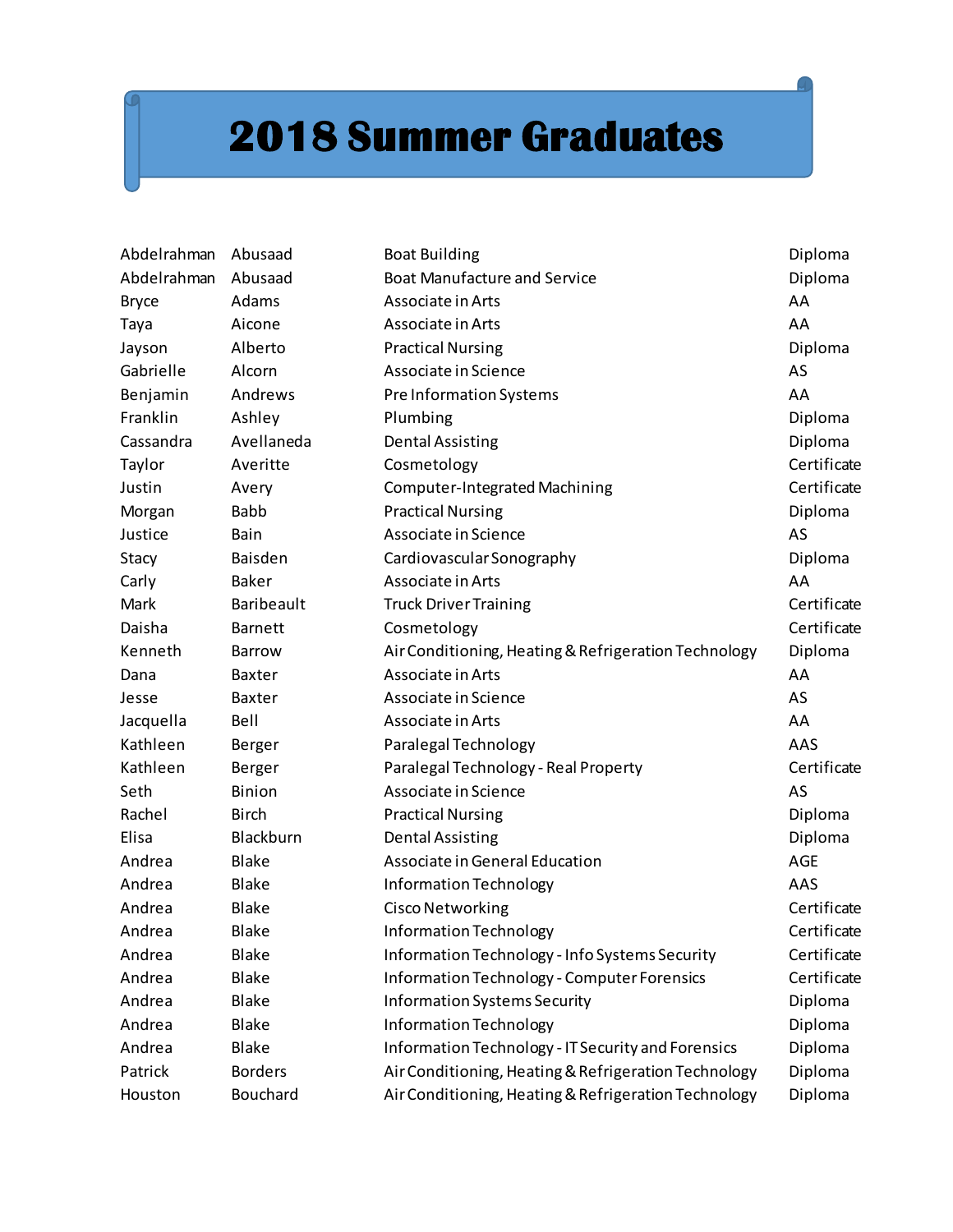# 2018 Summer Graduates

| | | | |
|---|---|---|---|
| Abdelrahman | Abusaad | Boat Building | Diploma |
| Abdelrahman | Abusaad | Boat Manufacture and Service | Diploma |
| Bryce | Adams | Associate in Arts | AA |
| Taya | Aicone | Associate in Arts | AA |
| Jayson | Alberto | Practical Nursing | Diploma |
| Gabrielle | Alcorn | Associate in Science | AS |
| Benjamin | Andrews | Pre Information Systems | AA |
| Franklin | Ashley | Plumbing | Diploma |
| Cassandra | Avellaneda | Dental Assisting | Diploma |
| Taylor | Averitte | Cosmetology | Certificate |
| Justin | Avery | Computer-Integrated Machining | Certificate |
| Morgan | Babb | Practical Nursing | Diploma |
| Justice | Bain | Associate in Science | AS |
| Stacy | Baisden | Cardiovascular Sonography | Diploma |
| Carly | Baker | Associate in Arts | AA |
| Mark | Baribeault | Truck Driver Training | Certificate |
| Daisha | Barnett | Cosmetology | Certificate |
| Kenneth | Barrow | Air Conditioning, Heating & Refrigeration Technology | Diploma |
| Dana | Baxter | Associate in Arts | AA |
| Jesse | Baxter | Associate in Science | AS |
| Jacquella | Bell | Associate in Arts | AA |
| Kathleen | Berger | Paralegal Technology | AAS |
| Kathleen | Berger | Paralegal Technology - Real Property | Certificate |
| Seth | Binion | Associate in Science | AS |
| Rachel | Birch | Practical Nursing | Diploma |
| Elisa | Blackburn | Dental Assisting | Diploma |
| Andrea | Blake | Associate in General Education | AGE |
| Andrea | Blake | Information Technology | AAS |
| Andrea | Blake | Cisco Networking | Certificate |
| Andrea | Blake | Information Technology | Certificate |
| Andrea | Blake | Information Technology - Info Systems Security | Certificate |
| Andrea | Blake | Information Technology - Computer Forensics | Certificate |
| Andrea | Blake | Information Systems Security | Diploma |
| Andrea | Blake | Information Technology | Diploma |
| Andrea | Blake | Information Technology - IT Security and Forensics | Diploma |
| Patrick | Borders | Air Conditioning, Heating & Refrigeration Technology | Diploma |
| Houston | Bouchard | Air Conditioning, Heating & Refrigeration Technology | Diploma |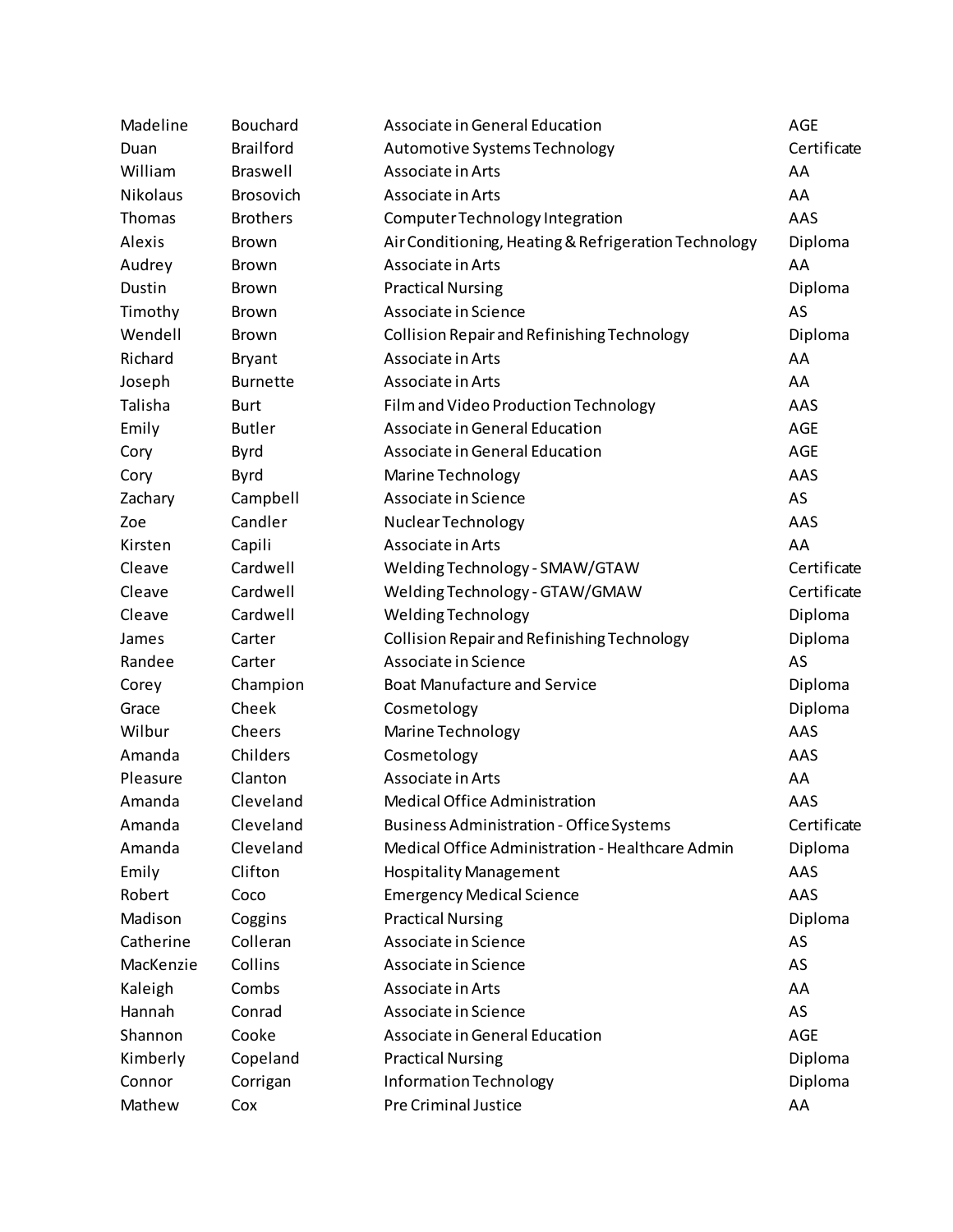| | | | |
|---|---|---|---|
| Madeline | Bouchard | Associate in General Education | AGE |
| Duan | Brailford | Automotive Systems Technology | Certificate |
| William | Braswell | Associate in Arts | AA |
| Nikolaus | Brosovich | Associate in Arts | AA |
| Thomas | Brothers | Computer Technology Integration | AAS |
| Alexis | Brown | Air Conditioning, Heating & Refrigeration Technology | Diploma |
| Audrey | Brown | Associate in Arts | AA |
| Dustin | Brown | Practical Nursing | Diploma |
| Timothy | Brown | Associate in Science | AS |
| Wendell | Brown | Collision Repair and Refinishing Technology | Diploma |
| Richard | Bryant | Associate in Arts | AA |
| Joseph | Burnette | Associate in Arts | AA |
| Talisha | Burt | Film and Video Production Technology | AAS |
| Emily | Butler | Associate in General Education | AGE |
| Cory | Byrd | Associate in General Education | AGE |
| Cory | Byrd | Marine Technology | AAS |
| Zachary | Campbell | Associate in Science | AS |
| Zoe | Candler | Nuclear Technology | AAS |
| Kirsten | Capili | Associate in Arts | AA |
| Cleave | Cardwell | Welding Technology - SMAW/GTAW | Certificate |
| Cleave | Cardwell | Welding Technology - GTAW/GMAW | Certificate |
| Cleave | Cardwell | Welding Technology | Diploma |
| James | Carter | Collision Repair and Refinishing Technology | Diploma |
| Randee | Carter | Associate in Science | AS |
| Corey | Champion | Boat Manufacture and Service | Diploma |
| Grace | Cheek | Cosmetology | Diploma |
| Wilbur | Cheers | Marine Technology | AAS |
| Amanda | Childers | Cosmetology | AAS |
| Pleasure | Clanton | Associate in Arts | AA |
| Amanda | Cleveland | Medical Office Administration | AAS |
| Amanda | Cleveland | Business Administration - Office Systems | Certificate |
| Amanda | Cleveland | Medical Office Administration - Healthcare Admin | Diploma |
| Emily | Clifton | Hospitality Management | AAS |
| Robert | Coco | Emergency Medical Science | AAS |
| Madison | Coggins | Practical Nursing | Diploma |
| Catherine | Colleran | Associate in Science | AS |
| MacKenzie | Collins | Associate in Science | AS |
| Kaleigh | Combs | Associate in Arts | AA |
| Hannah | Conrad | Associate in Science | AS |
| Shannon | Cooke | Associate in General Education | AGE |
| Kimberly | Copeland | Practical Nursing | Diploma |
| Connor | Corrigan | Information Technology | Diploma |
| Mathew | Cox | Pre Criminal Justice | AA |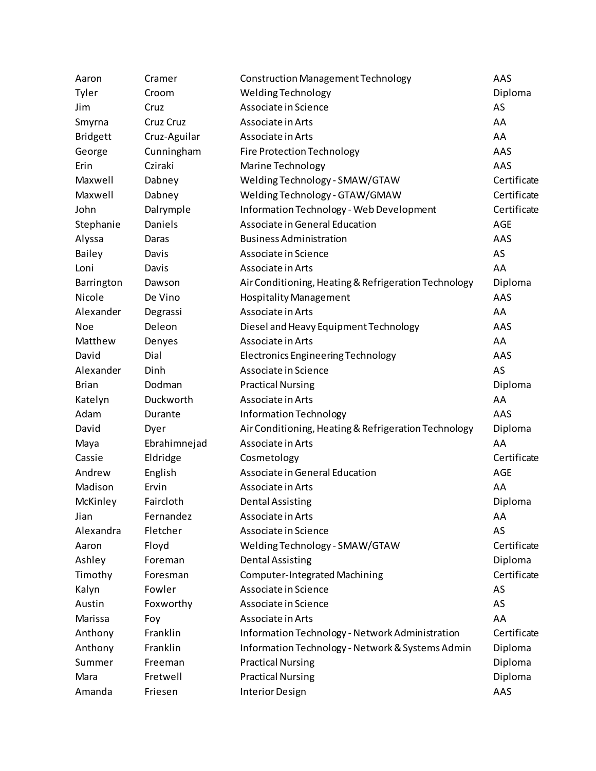| | | | |
|---|---|---|---|
| Aaron | Cramer | Construction Management Technology | AAS |
| Tyler | Croom | Welding Technology | Diploma |
| Jim | Cruz | Associate in Science | AS |
| Smyrna | Cruz Cruz | Associate in Arts | AA |
| Bridgett | Cruz-Aguilar | Associate in Arts | AA |
| George | Cunningham | Fire Protection Technology | AAS |
| Erin | Cziraki | Marine Technology | AAS |
| Maxwell | Dabney | Welding Technology - SMAW/GTAW | Certificate |
| Maxwell | Dabney | Welding Technology - GTAW/GMAW | Certificate |
| John | Dalrymple | Information Technology - Web Development | Certificate |
| Stephanie | Daniels | Associate in General Education | AGE |
| Alyssa | Daras | Business Administration | AAS |
| Bailey | Davis | Associate in Science | AS |
| Loni | Davis | Associate in Arts | AA |
| Barrington | Dawson | Air Conditioning, Heating & Refrigeration Technology | Diploma |
| Nicole | De Vino | Hospitality Management | AAS |
| Alexander | Degrassi | Associate in Arts | AA |
| Noe | Deleon | Diesel and Heavy Equipment Technology | AAS |
| Matthew | Denyes | Associate in Arts | AA |
| David | Dial | Electronics Engineering Technology | AAS |
| Alexander | Dinh | Associate in Science | AS |
| Brian | Dodman | Practical Nursing | Diploma |
| Katelyn | Duckworth | Associate in Arts | AA |
| Adam | Durante | Information Technology | AAS |
| David | Dyer | Air Conditioning, Heating & Refrigeration Technology | Diploma |
| Maya | Ebrahimnejad | Associate in Arts | AA |
| Cassie | Eldridge | Cosmetology | Certificate |
| Andrew | English | Associate in General Education | AGE |
| Madison | Ervin | Associate in Arts | AA |
| McKinley | Faircloth | Dental Assisting | Diploma |
| Jian | Fernandez | Associate in Arts | AA |
| Alexandra | Fletcher | Associate in Science | AS |
| Aaron | Floyd | Welding Technology - SMAW/GTAW | Certificate |
| Ashley | Foreman | Dental Assisting | Diploma |
| Timothy | Foresman | Computer-Integrated Machining | Certificate |
| Kalyn | Fowler | Associate in Science | AS |
| Austin | Foxworthy | Associate in Science | AS |
| Marissa | Foy | Associate in Arts | AA |
| Anthony | Franklin | Information Technology - Network Administration | Certificate |
| Anthony | Franklin | Information Technology - Network & Systems Admin | Diploma |
| Summer | Freeman | Practical Nursing | Diploma |
| Mara | Fretwell | Practical Nursing | Diploma |
| Amanda | Friesen | Interior Design | AAS |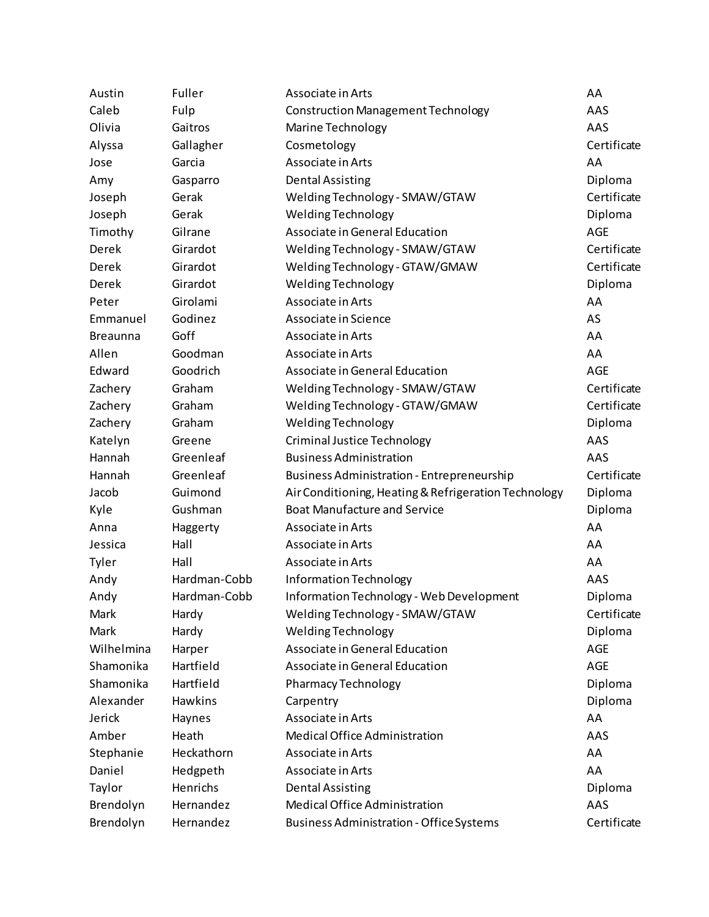| Austin | Fuller | Associate in Arts | AA |
|---|---|---|---|
| Caleb | Fulp | Construction Management Technology | AAS |
| Olivia | Gaitros | Marine Technology | AAS |
| Alyssa | Gallagher | Cosmetology | Certificate |
| Jose | Garcia | Associate in Arts | AA |
| Amy | Gasparro | Dental Assisting | Diploma |
| Joseph | Gerak | Welding Technology - SMAW/GTAW | Certificate |
| Joseph | Gerak | Welding Technology | Diploma |
| Timothy | Gilrane | Associate in General Education | AGE |
| Derek | Girardot | Welding Technology - SMAW/GTAW | Certificate |
| Derek | Girardot | Welding Technology - GTAW/GMAW | Certificate |
| Derek | Girardot | Welding Technology | Diploma |
| Peter | Girolami | Associate in Arts | AA |
| Emmanuel | Godinez | Associate in Science | AS |
| Breaunna | Goff | Associate in Arts | AA |
| Allen | Goodman | Associate in Arts | AA |
| Edward | Goodrich | Associate in General Education | AGE |
| Zachery | Graham | Welding Technology - SMAW/GTAW | Certificate |
| Zachery | Graham | Welding Technology - GTAW/GMAW | Certificate |
| Zachery | Graham | Welding Technology | Diploma |
| Katelyn | Greene | Criminal Justice Technology | AAS |
| Hannah | Greenleaf | Business Administration | AAS |
| Hannah | Greenleaf | Business Administration - Entrepreneurship | Certificate |
| Jacob | Guimond | Air Conditioning, Heating & Refrigeration Technology | Diploma |
| Kyle | Gushman | Boat Manufacture and Service | Diploma |
| Anna | Haggerty | Associate in Arts | AA |
| Jessica | Hall | Associate in Arts | AA |
| Tyler | Hall | Associate in Arts | AA |
| Andy | Hardman-Cobb | Information Technology | AAS |
| Andy | Hardman-Cobb | Information Technology - Web Development | Diploma |
| Mark | Hardy | Welding Technology - SMAW/GTAW | Certificate |
| Mark | Hardy | Welding Technology | Diploma |
| Wilhelmina | Harper | Associate in General Education | AGE |
| Shamonika | Hartfield | Associate in General Education | AGE |
| Shamonika | Hartfield | Pharmacy Technology | Diploma |
| Alexander | Hawkins | Carpentry | Diploma |
| Jerick | Haynes | Associate in Arts | AA |
| Amber | Heath | Medical Office Administration | AAS |
| Stephanie | Heckathorn | Associate in Arts | AA |
| Daniel | Hedgpeth | Associate in Arts | AA |
| Taylor | Henrichs | Dental Assisting | Diploma |
| Brendolyn | Hernandez | Medical Office Administration | AAS |
| Brendolyn | Hernandez | Business Administration - Office Systems | Certificate |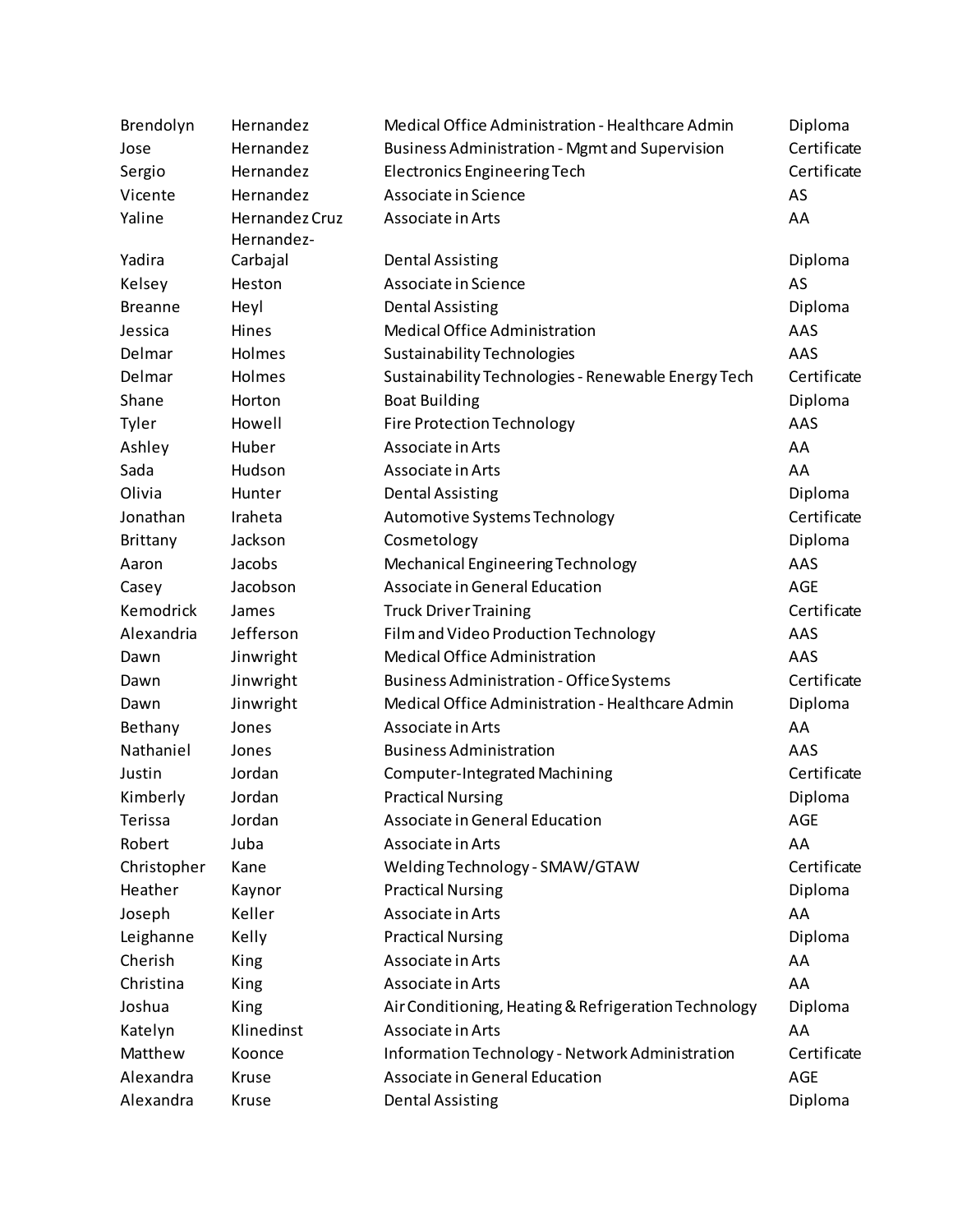| Brendolyn | Hernandez | Medical Office Administration - Healthcare Admin | Diploma |
|---|---|---|---|
| Jose | Hernandez | Business Administration - Mgmt and Supervision | Certificate |
| Sergio | Hernandez | Electronics Engineering Tech | Certificate |
| Vicente | Hernandez | Associate in Science | AS |
| Yaline | Hernandez Cruz | Associate in Arts | AA |
| Yadira | Hernandez-Carbajal | Dental Assisting | Diploma |
| Kelsey | Heston | Associate in Science | AS |
| Breanne | Heyl | Dental Assisting | Diploma |
| Jessica | Hines | Medical Office Administration | AAS |
| Delmar | Holmes | Sustainability Technologies | AAS |
| Delmar | Holmes | Sustainability Technologies - Renewable Energy Tech | Certificate |
| Shane | Horton | Boat Building | Diploma |
| Tyler | Howell | Fire Protection Technology | AAS |
| Ashley | Huber | Associate in Arts | AA |
| Sada | Hudson | Associate in Arts | AA |
| Olivia | Hunter | Dental Assisting | Diploma |
| Jonathan | Iraheta | Automotive Systems Technology | Certificate |
| Brittany | Jackson | Cosmetology | Diploma |
| Aaron | Jacobs | Mechanical Engineering Technology | AAS |
| Casey | Jacobson | Associate in General Education | AGE |
| Kemodrick | James | Truck Driver Training | Certificate |
| Alexandria | Jefferson | Film and Video Production Technology | AAS |
| Dawn | Jinwright | Medical Office Administration | AAS |
| Dawn | Jinwright | Business Administration - Office Systems | Certificate |
| Dawn | Jinwright | Medical Office Administration - Healthcare Admin | Diploma |
| Bethany | Jones | Associate in Arts | AA |
| Nathaniel | Jones | Business Administration | AAS |
| Justin | Jordan | Computer-Integrated Machining | Certificate |
| Kimberly | Jordan | Practical Nursing | Diploma |
| Terissa | Jordan | Associate in General Education | AGE |
| Robert | Juba | Associate in Arts | AA |
| Christopher | Kane | Welding Technology - SMAW/GTAW | Certificate |
| Heather | Kaynor | Practical Nursing | Diploma |
| Joseph | Keller | Associate in Arts | AA |
| Leighanne | Kelly | Practical Nursing | Diploma |
| Cherish | King | Associate in Arts | AA |
| Christina | King | Associate in Arts | AA |
| Joshua | King | Air Conditioning, Heating & Refrigeration Technology | Diploma |
| Katelyn | Klinedinst | Associate in Arts | AA |
| Matthew | Koonce | Information Technology - Network Administration | Certificate |
| Alexandra | Kruse | Associate in General Education | AGE |
| Alexandra | Kruse | Dental Assisting | Diploma |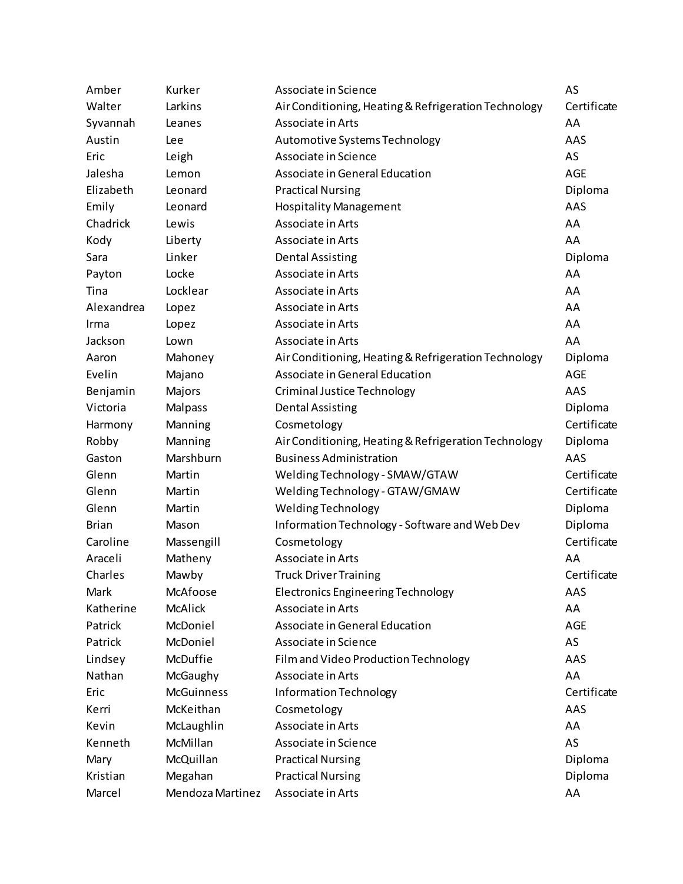| | | | |
|---|---|---|---|
| Amber | Kurker | Associate in Science | AS |
| Walter | Larkins | Air Conditioning, Heating & Refrigeration Technology | Certificate |
| Syvannah | Leanes | Associate in Arts | AA |
| Austin | Lee | Automotive Systems Technology | AAS |
| Eric | Leigh | Associate in Science | AS |
| Jalesha | Lemon | Associate in General Education | AGE |
| Elizabeth | Leonard | Practical Nursing | Diploma |
| Emily | Leonard | Hospitality Management | AAS |
| Chadrick | Lewis | Associate in Arts | AA |
| Kody | Liberty | Associate in Arts | AA |
| Sara | Linker | Dental Assisting | Diploma |
| Payton | Locke | Associate in Arts | AA |
| Tina | Locklear | Associate in Arts | AA |
| Alexandrea | Lopez | Associate in Arts | AA |
| Irma | Lopez | Associate in Arts | AA |
| Jackson | Lown | Associate in Arts | AA |
| Aaron | Mahoney | Air Conditioning, Heating & Refrigeration Technology | Diploma |
| Evelin | Majano | Associate in General Education | AGE |
| Benjamin | Majors | Criminal Justice Technology | AAS |
| Victoria | Malpass | Dental Assisting | Diploma |
| Harmony | Manning | Cosmetology | Certificate |
| Robby | Manning | Air Conditioning, Heating & Refrigeration Technology | Diploma |
| Gaston | Marshburn | Business Administration | AAS |
| Glenn | Martin | Welding Technology - SMAW/GTAW | Certificate |
| Glenn | Martin | Welding Technology - GTAW/GMAW | Certificate |
| Glenn | Martin | Welding Technology | Diploma |
| Brian | Mason | Information Technology - Software and Web Dev | Diploma |
| Caroline | Massengill | Cosmetology | Certificate |
| Araceli | Matheny | Associate in Arts | AA |
| Charles | Mawby | Truck Driver Training | Certificate |
| Mark | McAfoose | Electronics Engineering Technology | AAS |
| Katherine | McAlick | Associate in Arts | AA |
| Patrick | McDoniel | Associate in General Education | AGE |
| Patrick | McDoniel | Associate in Science | AS |
| Lindsey | McDuffie | Film and Video Production Technology | AAS |
| Nathan | McGaughy | Associate in Arts | AA |
| Eric | McGuinness | Information Technology | Certificate |
| Kerri | McKeithan | Cosmetology | AAS |
| Kevin | McLaughlin | Associate in Arts | AA |
| Kenneth | McMillan | Associate in Science | AS |
| Mary | McQuillan | Practical Nursing | Diploma |
| Kristian | Megahan | Practical Nursing | Diploma |
| Marcel | Mendoza Martinez | Associate in Arts | AA |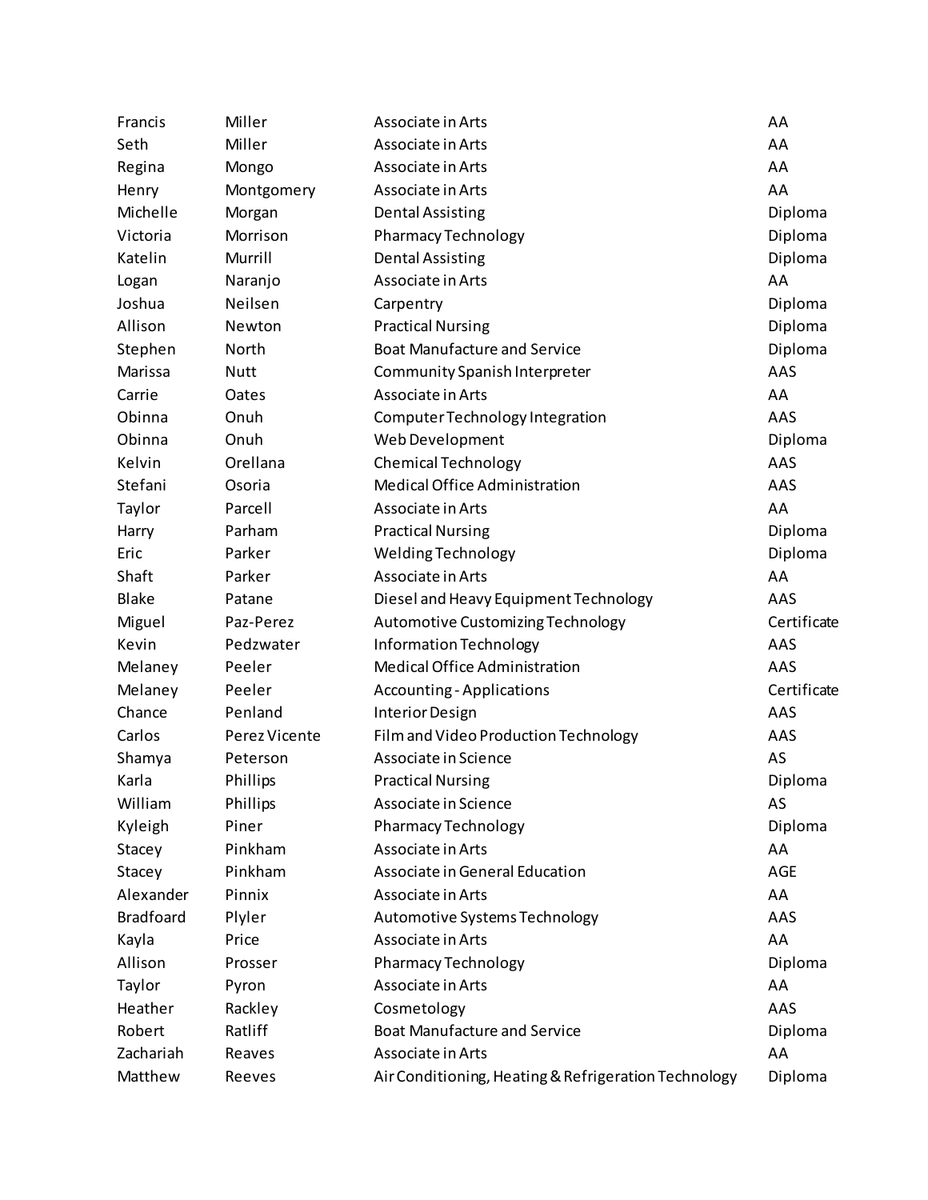| Francis | Miller | Associate in Arts | AA |
|---|---|---|---|
| Seth | Miller | Associate in Arts | AA |
| Regina | Mongo | Associate in Arts | AA |
| Henry | Montgomery | Associate in Arts | AA |
| Michelle | Morgan | Dental Assisting | Diploma |
| Victoria | Morrison | Pharmacy Technology | Diploma |
| Katelin | Murrill | Dental Assisting | Diploma |
| Logan | Naranjo | Associate in Arts | AA |
| Joshua | Neilsen | Carpentry | Diploma |
| Allison | Newton | Practical Nursing | Diploma |
| Stephen | North | Boat Manufacture and Service | Diploma |
| Marissa | Nutt | Community Spanish Interpreter | AAS |
| Carrie | Oates | Associate in Arts | AA |
| Obinna | Onuh | Computer Technology Integration | AAS |
| Obinna | Onuh | Web Development | Diploma |
| Kelvin | Orellana | Chemical Technology | AAS |
| Stefani | Osoria | Medical Office Administration | AAS |
| Taylor | Parcell | Associate in Arts | AA |
| Harry | Parham | Practical Nursing | Diploma |
| Eric | Parker | Welding Technology | Diploma |
| Shaft | Parker | Associate in Arts | AA |
| Blake | Patane | Diesel and Heavy Equipment Technology | AAS |
| Miguel | Paz-Perez | Automotive Customizing Technology | Certificate |
| Kevin | Pedzwater | Information Technology | AAS |
| Melaney | Peeler | Medical Office Administration | AAS |
| Melaney | Peeler | Accounting - Applications | Certificate |
| Chance | Penland | Interior Design | AAS |
| Carlos | Perez Vicente | Film and Video Production Technology | AAS |
| Shamya | Peterson | Associate in Science | AS |
| Karla | Phillips | Practical Nursing | Diploma |
| William | Phillips | Associate in Science | AS |
| Kyleigh | Piner | Pharmacy Technology | Diploma |
| Stacey | Pinkham | Associate in Arts | AA |
| Stacey | Pinkham | Associate in General Education | AGE |
| Alexander | Pinnix | Associate in Arts | AA |
| Bradfoard | Plyler | Automotive Systems Technology | AAS |
| Kayla | Price | Associate in Arts | AA |
| Allison | Prosser | Pharmacy Technology | Diploma |
| Taylor | Pyron | Associate in Arts | AA |
| Heather | Rackley | Cosmetology | AAS |
| Robert | Ratliff | Boat Manufacture and Service | Diploma |
| Zachariah | Reaves | Associate in Arts | AA |
| Matthew | Reeves | Air Conditioning, Heating & Refrigeration Technology | Diploma |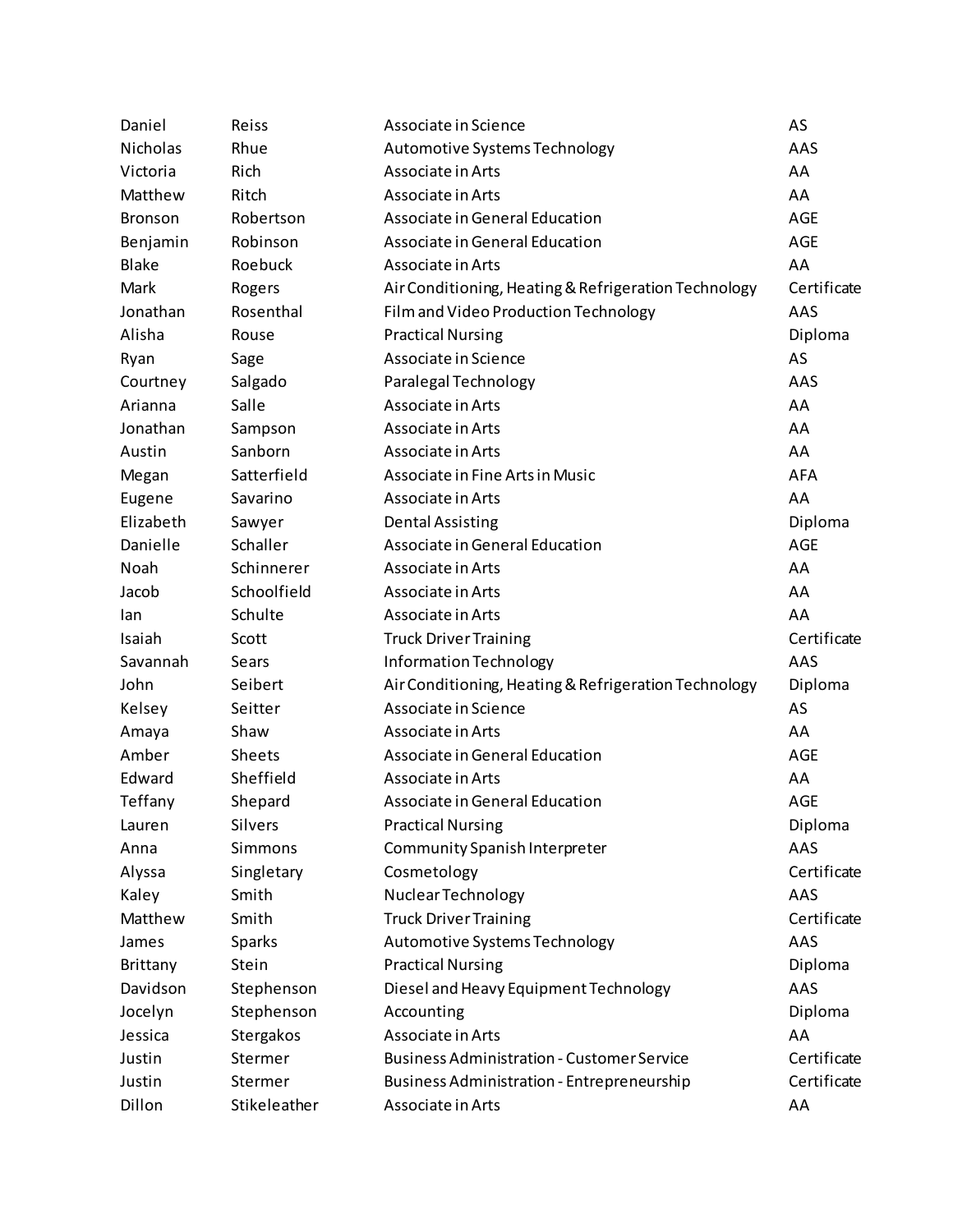| | | | |
|---|---|---|---|
| Daniel | Reiss | Associate in Science | AS |
| Nicholas | Rhue | Automotive Systems Technology | AAS |
| Victoria | Rich | Associate in Arts | AA |
| Matthew | Ritch | Associate in Arts | AA |
| Bronson | Robertson | Associate in General Education | AGE |
| Benjamin | Robinson | Associate in General Education | AGE |
| Blake | Roebuck | Associate in Arts | AA |
| Mark | Rogers | Air Conditioning, Heating & Refrigeration Technology | Certificate |
| Jonathan | Rosenthal | Film and Video Production Technology | AAS |
| Alisha | Rouse | Practical Nursing | Diploma |
| Ryan | Sage | Associate in Science | AS |
| Courtney | Salgado | Paralegal Technology | AAS |
| Arianna | Salle | Associate in Arts | AA |
| Jonathan | Sampson | Associate in Arts | AA |
| Austin | Sanborn | Associate in Arts | AA |
| Megan | Satterfield | Associate in Fine Arts in Music | AFA |
| Eugene | Savarino | Associate in Arts | AA |
| Elizabeth | Sawyer | Dental Assisting | Diploma |
| Danielle | Schaller | Associate in General Education | AGE |
| Noah | Schinnerer | Associate in Arts | AA |
| Jacob | Schoolfield | Associate in Arts | AA |
| Ian | Schulte | Associate in Arts | AA |
| Isaiah | Scott | Truck Driver Training | Certificate |
| Savannah | Sears | Information Technology | AAS |
| John | Seibert | Air Conditioning, Heating & Refrigeration Technology | Diploma |
| Kelsey | Seitter | Associate in Science | AS |
| Amaya | Shaw | Associate in Arts | AA |
| Amber | Sheets | Associate in General Education | AGE |
| Edward | Sheffield | Associate in Arts | AA |
| Teffany | Shepard | Associate in General Education | AGE |
| Lauren | Silvers | Practical Nursing | Diploma |
| Anna | Simmons | Community Spanish Interpreter | AAS |
| Alyssa | Singletary | Cosmetology | Certificate |
| Kaley | Smith | Nuclear Technology | AAS |
| Matthew | Smith | Truck Driver Training | Certificate |
| James | Sparks | Automotive Systems Technology | AAS |
| Brittany | Stein | Practical Nursing | Diploma |
| Davidson | Stephenson | Diesel and Heavy Equipment Technology | AAS |
| Jocelyn | Stephenson | Accounting | Diploma |
| Jessica | Stergakos | Associate in Arts | AA |
| Justin | Stermer | Business Administration - Customer Service | Certificate |
| Justin | Stermer | Business Administration - Entrepreneurship | Certificate |
| Dillon | Stikeleather | Associate in Arts | AA |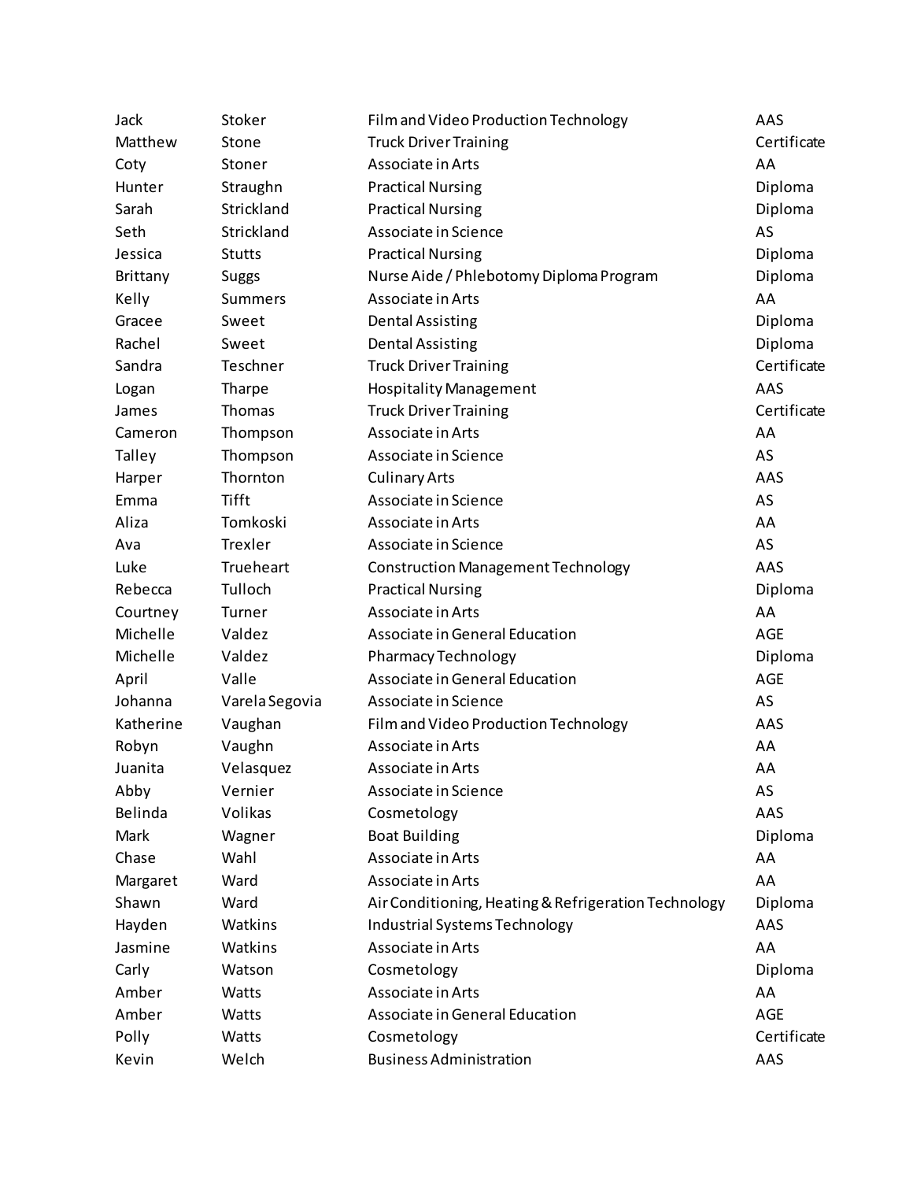| | | | |
|---|---|---|---|
| Jack | Stoker | Film and Video Production Technology | AAS |
| Matthew | Stone | Truck Driver Training | Certificate |
| Coty | Stoner | Associate in Arts | AA |
| Hunter | Straughn | Practical Nursing | Diploma |
| Sarah | Strickland | Practical Nursing | Diploma |
| Seth | Strickland | Associate in Science | AS |
| Jessica | Stutts | Practical Nursing | Diploma |
| Brittany | Suggs | Nurse Aide / Phlebotomy Diploma Program | Diploma |
| Kelly | Summers | Associate in Arts | AA |
| Gracee | Sweet | Dental Assisting | Diploma |
| Rachel | Sweet | Dental Assisting | Diploma |
| Sandra | Teschner | Truck Driver Training | Certificate |
| Logan | Tharpe | Hospitality Management | AAS |
| James | Thomas | Truck Driver Training | Certificate |
| Cameron | Thompson | Associate in Arts | AA |
| Talley | Thompson | Associate in Science | AS |
| Harper | Thornton | Culinary Arts | AAS |
| Emma | Tifft | Associate in Science | AS |
| Aliza | Tomkoski | Associate in Arts | AA |
| Ava | Trexler | Associate in Science | AS |
| Luke | Trueheart | Construction Management Technology | AAS |
| Rebecca | Tulloch | Practical Nursing | Diploma |
| Courtney | Turner | Associate in Arts | AA |
| Michelle | Valdez | Associate in General Education | AGE |
| Michelle | Valdez | Pharmacy Technology | Diploma |
| April | Valle | Associate in General Education | AGE |
| Johanna | Varela Segovia | Associate in Science | AS |
| Katherine | Vaughan | Film and Video Production Technology | AAS |
| Robyn | Vaughn | Associate in Arts | AA |
| Juanita | Velasquez | Associate in Arts | AA |
| Abby | Vernier | Associate in Science | AS |
| Belinda | Volikas | Cosmetology | AAS |
| Mark | Wagner | Boat Building | Diploma |
| Chase | Wahl | Associate in Arts | AA |
| Margaret | Ward | Associate in Arts | AA |
| Shawn | Ward | Air Conditioning, Heating & Refrigeration Technology | Diploma |
| Hayden | Watkins | Industrial Systems Technology | AAS |
| Jasmine | Watkins | Associate in Arts | AA |
| Carly | Watson | Cosmetology | Diploma |
| Amber | Watts | Associate in Arts | AA |
| Amber | Watts | Associate in General Education | AGE |
| Polly | Watts | Cosmetology | Certificate |
| Kevin | Welch | Business Administration | AAS |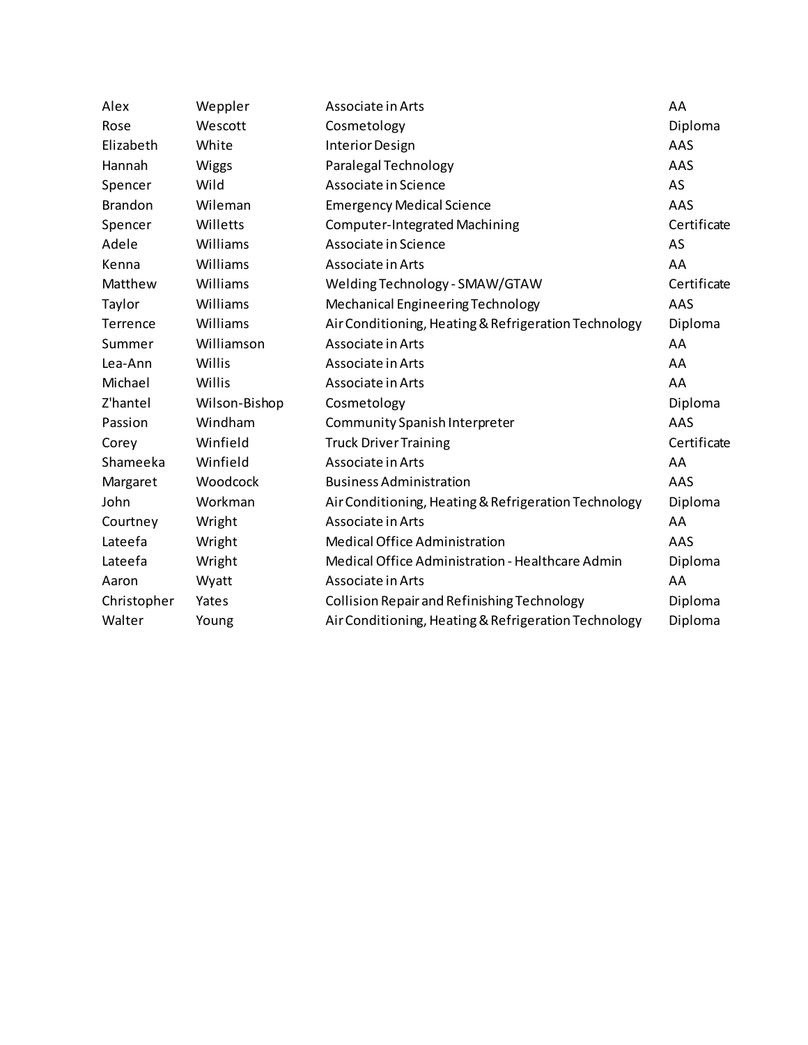| | | | |
|---|---|---|---|
| Alex | Weppler | Associate in Arts | AA |
| Rose | Wescott | Cosmetology | Diploma |
| Elizabeth | White | Interior Design | AAS |
| Hannah | Wiggs | Paralegal Technology | AAS |
| Spencer | Wild | Associate in Science | AS |
| Brandon | Wileman | Emergency Medical Science | AAS |
| Spencer | Willetts | Computer-Integrated Machining | Certificate |
| Adele | Williams | Associate in Science | AS |
| Kenna | Williams | Associate in Arts | AA |
| Matthew | Williams | Welding Technology - SMAW/GTAW | Certificate |
| Taylor | Williams | Mechanical Engineering Technology | AAS |
| Terrence | Williams | Air Conditioning, Heating & Refrigeration Technology | Diploma |
| Summer | Williamson | Associate in Arts | AA |
| Lea-Ann | Willis | Associate in Arts | AA |
| Michael | Willis | Associate in Arts | AA |
| Z'hantel | Wilson-Bishop | Cosmetology | Diploma |
| Passion | Windham | Community Spanish Interpreter | AAS |
| Corey | Winfield | Truck Driver Training | Certificate |
| Shameeka | Winfield | Associate in Arts | AA |
| Margaret | Woodcock | Business Administration | AAS |
| John | Workman | Air Conditioning, Heating & Refrigeration Technology | Diploma |
| Courtney | Wright | Associate in Arts | AA |
| Lateefa | Wright | Medical Office Administration | AAS |
| Lateefa | Wright | Medical Office Administration - Healthcare Admin | Diploma |
| Aaron | Wyatt | Associate in Arts | AA |
| Christopher | Yates | Collision Repair and Refinishing Technology | Diploma |
| Walter | Young | Air Conditioning, Heating & Refrigeration Technology | Diploma |